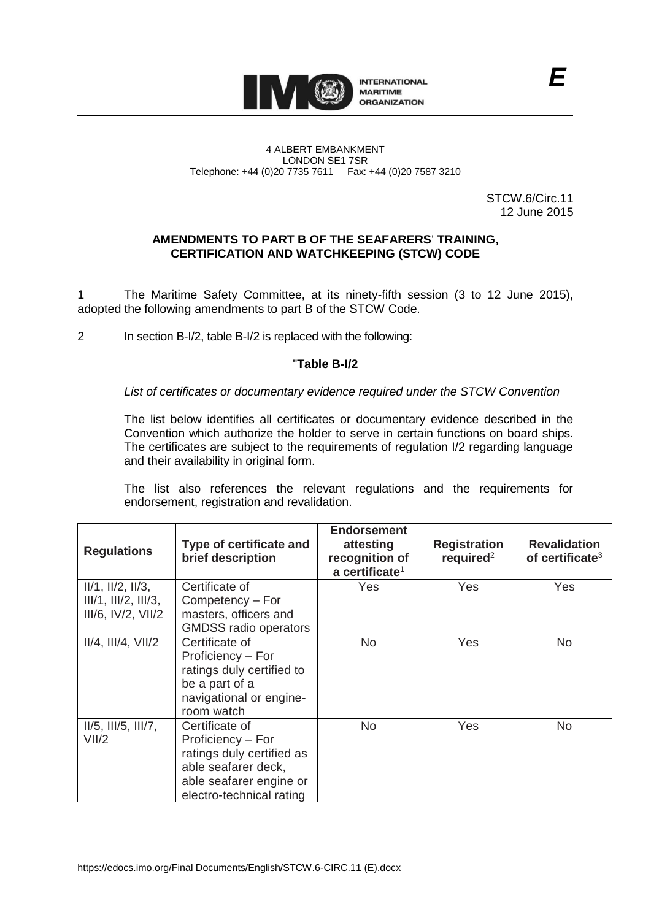INTERNATIONAL MARITIME ORGANIZATION

4 ALBERT EMBANKMENT
LONDON SE1 7SR
Telephone: +44 (0)20 7735 7611 Fax: +44 (0)20 7587 3210

***E***

STCW.6/Circ.11
12 June 2015

**AMENDMENTS TO PART B OF THE SEAFARERS' TRAINING, CERTIFICATION AND WATCHKEEPING (STCW) CODE**

1 The Maritime Safety Committee, at its ninety-fifth session (3 to 12 June 2015), adopted the following amendments to part B of the STCW Code.

2 In section B-I/2, table B-I/2 is replaced with the following:

"**Table B-I/2**

*List of certificates or documentary evidence required under the STCW Convention*

The list below identifies all certificates or documentary evidence described in the Convention which authorize the holder to serve in certain functions on board ships. The certificates are subject to the requirements of regulation I/2 regarding language and their availability in original form.

The list also references the relevant regulations and the requirements for endorsement, registration and revalidation.

| **Regulations** | **Type of certificate and brief description** | **Endorsement attesting recognition of a certificate**[1] | **Registration required**[2] | **Revalidation of certificate**[3] |
|---|---|---|---|---|
| II/1, II/2, II/3, III/1, III/2, III/3, III/6, IV/2, VII/2 | Certificate of Competency – For masters, officers and GMDSS radio operators | Yes | Yes | Yes |
| II/4, III/4, VII/2 | Certificate of Proficiency – For ratings duly certified to be a part of a navigational or engine-room watch | No | Yes | No |
| II/5, III/5, III/7, VII/2 | Certificate of Proficiency – For ratings duly certified as able seafarer deck, able seafarer engine or electro-technical rating | No | Yes | No |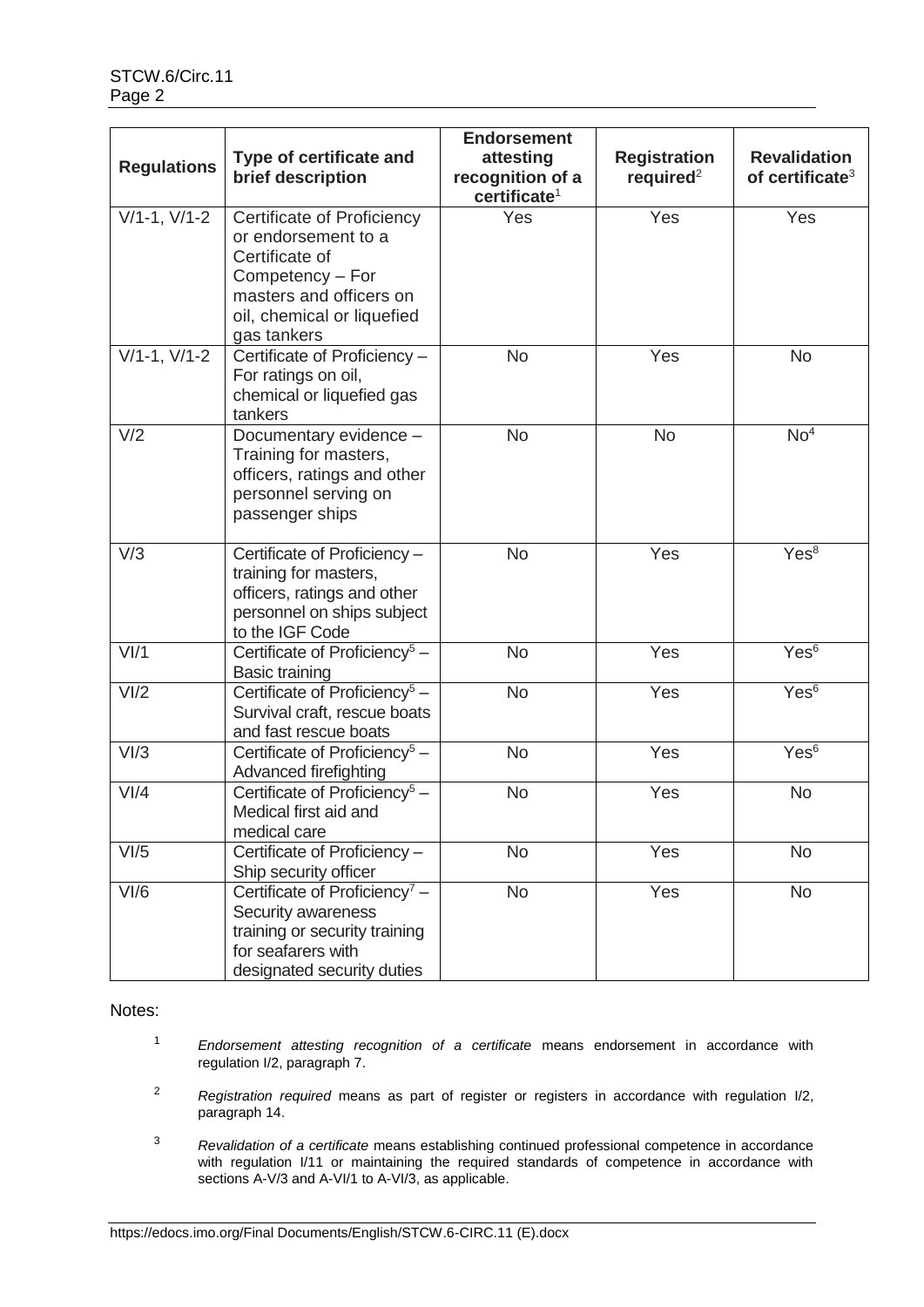| Regulations | Type of certificate and brief description | Endorsement attesting recognition of a certificate[1] | Registration required[2] | Revalidation of certificate[3] |
|---|---|---|---|---|
| V/1-1, V/1-2 | Certificate of Proficiency or endorsement to a Certificate of Competency – For masters and officers on oil, chemical or liquefied gas tankers | Yes | Yes | Yes |
| V/1-1, V/1-2 | Certificate of Proficiency – For ratings on oil, chemical or liquefied gas tankers | No | Yes | No |
| V/2 | Documentary evidence – Training for masters, officers, ratings and other personnel serving on passenger ships | No | No | No[4] |
| V/3 | Certificate of Proficiency – training for masters, officers, ratings and other personnel on ships subject to the IGF Code | No | Yes | Yes[8] |
| VI/1 | Certificate of Proficiency[5] – Basic training | No | Yes | Yes[6] |
| VI/2 | Certificate of Proficiency[5] – Survival craft, rescue boats and fast rescue boats | No | Yes | Yes[6] |
| VI/3 | Certificate of Proficiency[5] – Advanced firefighting | No | Yes | Yes[6] |
| VI/4 | Certificate of Proficiency[5] – Medical first aid and medical care | No | Yes | No |
| VI/5 | Certificate of Proficiency – Ship security officer | No | Yes | No |
| VI/6 | Certificate of Proficiency[7] – Security awareness training or security training for seafarers with designated security duties | No | Yes | No |

Notes:

[1] *Endorsement attesting recognition of a certificate* means endorsement in accordance with regulation I/2, paragraph 7.

[2] *Registration required* means as part of register or registers in accordance with regulation I/2, paragraph 14.

[3] *Revalidation of a certificate* means establishing continued professional competence in accordance with regulation I/11 or maintaining the required standards of competence in accordance with sections A-V/3 and A-VI/1 to A-VI/3, as applicable.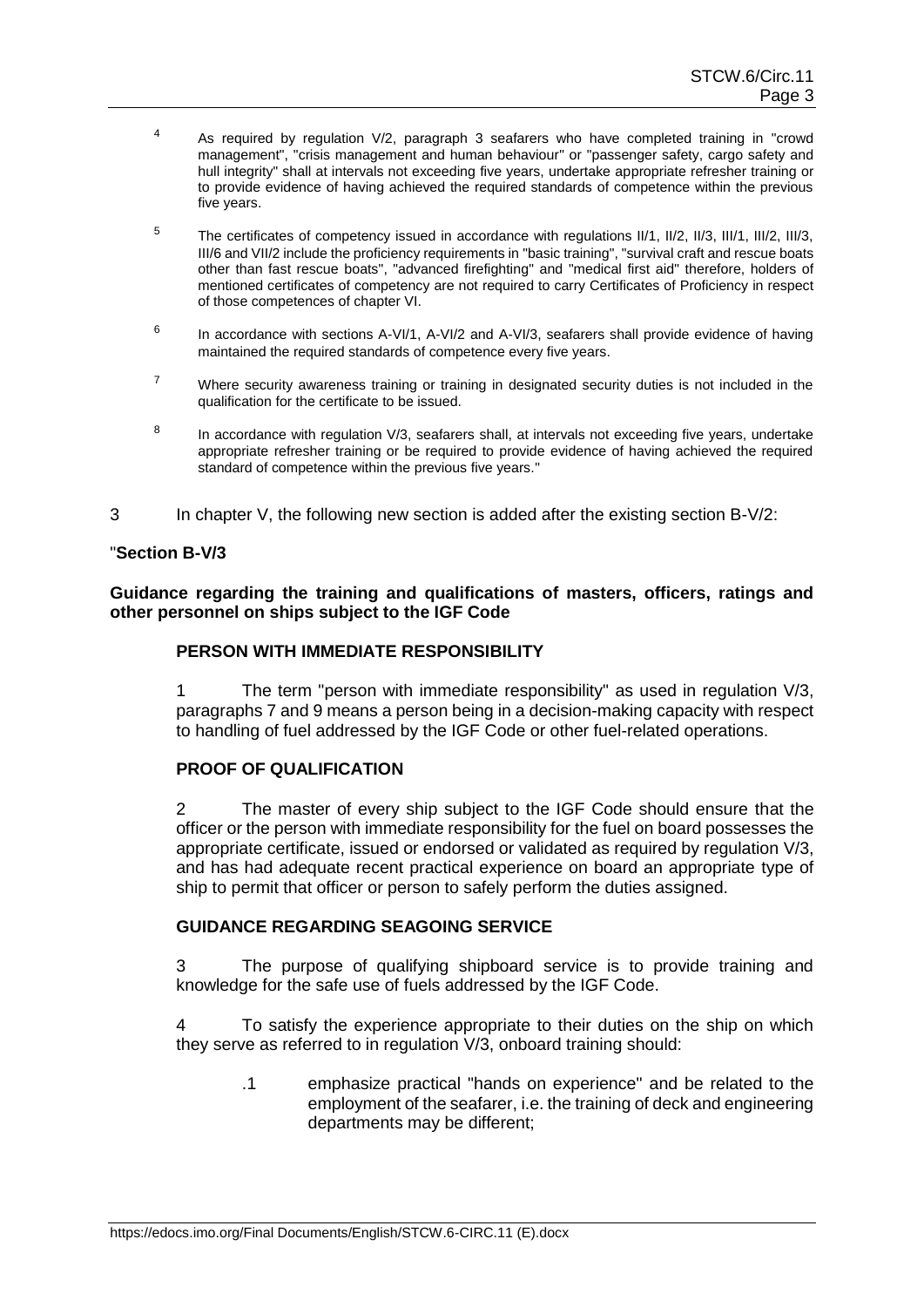[4] As required by regulation V/2, paragraph 3 seafarers who have completed training in "crowd management", "crisis management and human behaviour" or "passenger safety, cargo safety and hull integrity" shall at intervals not exceeding five years, undertake appropriate refresher training or to provide evidence of having achieved the required standards of competence within the previous five years.

[5] The certificates of competency issued in accordance with regulations II/1, II/2, II/3, III/1, III/2, III/3, III/6 and VII/2 include the proficiency requirements in "basic training", "survival craft and rescue boats other than fast rescue boats", "advanced firefighting" and "medical first aid" therefore, holders of mentioned certificates of competency are not required to carry Certificates of Proficiency in respect of those competences of chapter VI.

[6] In accordance with sections A-VI/1, A-VI/2 and A-VI/3, seafarers shall provide evidence of having maintained the required standards of competence every five years.

[7] Where security awareness training or training in designated security duties is not included in the qualification for the certificate to be issued.

[8] In accordance with regulation V/3, seafarers shall, at intervals not exceeding five years, undertake appropriate refresher training or be required to provide evidence of having achieved the required standard of competence within the previous five years."

3 In chapter V, the following new section is added after the existing section B-V/2:

"**Section B-V/3**

**Guidance regarding the training and qualifications of masters, officers, ratings and other personnel on ships subject to the IGF Code**

**PERSON WITH IMMEDIATE RESPONSIBILITY**

1 The term "person with immediate responsibility" as used in regulation V/3, paragraphs 7 and 9 means a person being in a decision-making capacity with respect to handling of fuel addressed by the IGF Code or other fuel-related operations.

**PROOF OF QUALIFICATION**

2 The master of every ship subject to the IGF Code should ensure that the officer or the person with immediate responsibility for the fuel on board possesses the appropriate certificate, issued or endorsed or validated as required by regulation V/3, and has had adequate recent practical experience on board an appropriate type of ship to permit that officer or person to safely perform the duties assigned.

**GUIDANCE REGARDING SEAGOING SERVICE**

3 The purpose of qualifying shipboard service is to provide training and knowledge for the safe use of fuels addressed by the IGF Code.

4 To satisfy the experience appropriate to their duties on the ship on which they serve as referred to in regulation V/3, onboard training should:

.1 emphasize practical "hands on experience" and be related to the employment of the seafarer, i.e. the training of deck and engineering departments may be different;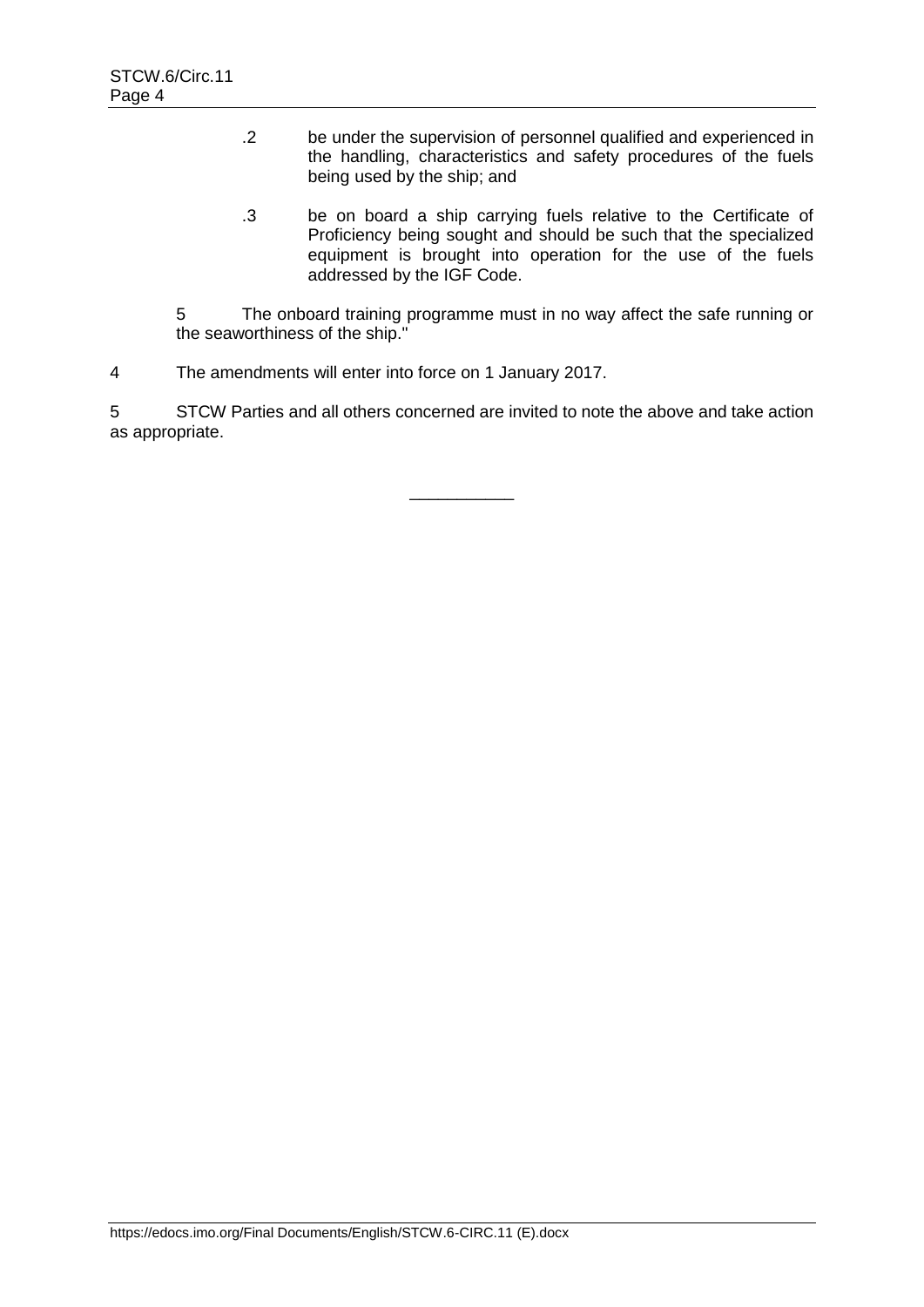.2 be under the supervision of personnel qualified and experienced in the handling, characteristics and safety procedures of the fuels being used by the ship; and

.3 be on board a ship carrying fuels relative to the Certificate of Proficiency being sought and should be such that the specialized equipment is brought into operation for the use of the fuels addressed by the IGF Code.

5 The onboard training programme must in no way affect the safe running or the seaworthiness of the ship."

4 The amendments will enter into force on 1 January 2017.

5 STCW Parties and all others concerned are invited to note the above and take action as appropriate.

___________